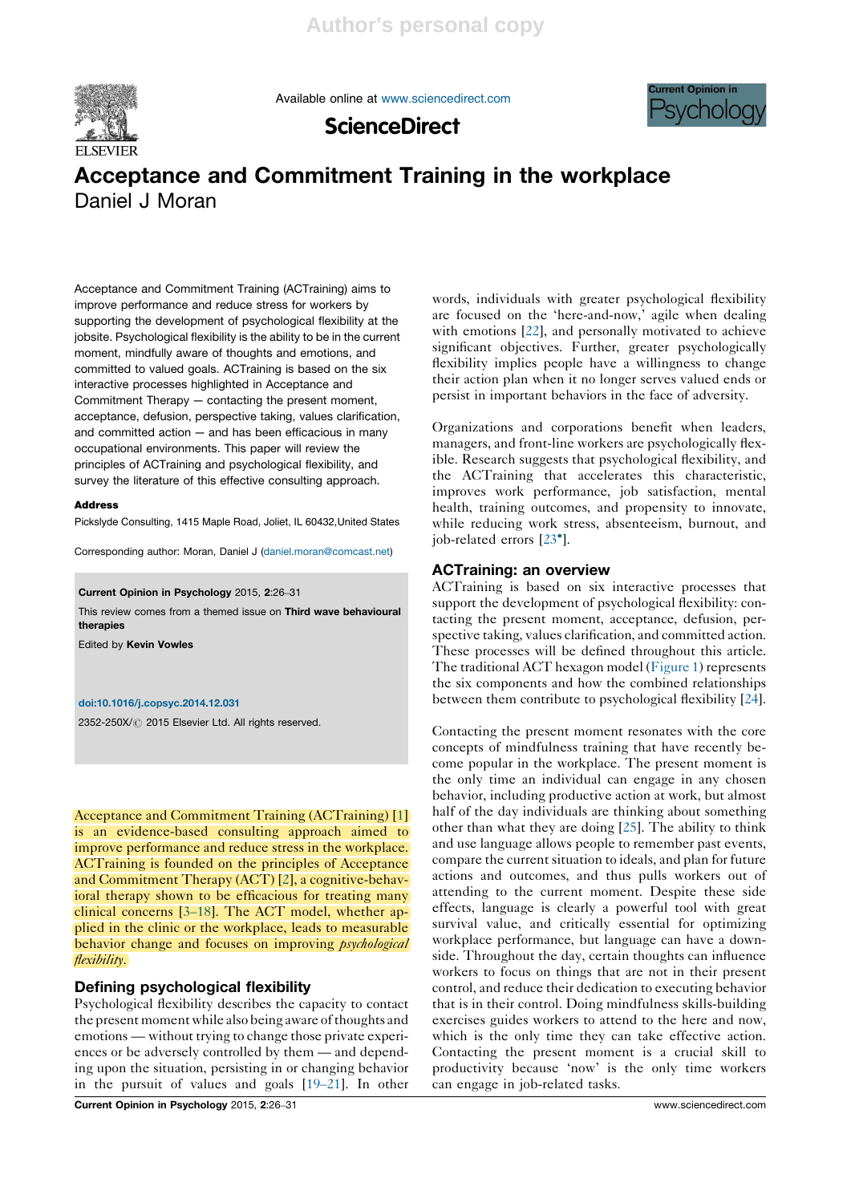# Acceptance and Commitment Training in the workplace

Daniel J Moran

Acceptance and Commitment Training (ACTraining) aims to improve performance and reduce stress for workers by supporting the development of psychological flexibility at the jobsite. Psychological flexibility is the ability to be in the current moment, mindfully aware of thoughts and emotions, and committed to valued goals. ACTraining is based on the six interactive processes highlighted in Acceptance and Commitment Therapy — contacting the present moment, acceptance, defusion, perspective taking, values clarification, and committed action — and has been efficacious in many occupational environments. This paper will review the principles of ACTraining and psychological flexibility, and survey the literature of this effective consulting approach.

**Address**

Pickslyde Consulting, 1415 Maple Road, Joliet, IL 60432,United States

Corresponding author: Moran, Daniel J (daniel.moran@comcast.net)

**Current Opinion in Psychology** 2015, **2**:26–31

This review comes from a themed issue on **Third wave behavioural therapies**

Edited by **Kevin Vowles**

doi:10.1016/j.copsyc.2014.12.031

2352-250X/© 2015 Elsevier Ltd. All rights reserved.

Acceptance and Commitment Training (ACTraining) [1] is an evidence-based consulting approach aimed to improve performance and reduce stress in the workplace. ACTraining is founded on the principles of Acceptance and Commitment Therapy (ACT) [2], a cognitive-behavioral therapy shown to be efficacious for treating many clinical concerns [3–18]. The ACT model, whether applied in the clinic or the workplace, leads to measurable behavior change and focuses on improving *psychological flexibility*.

## Defining psychological flexibility

Psychological flexibility describes the capacity to contact the present moment while also being aware of thoughts and emotions — without trying to change those private experiences or be adversely controlled by them — and depending upon the situation, persisting in or changing behavior in the pursuit of values and goals [19–21]. In other words, individuals with greater psychological flexibility are focused on the 'here-and-now,' agile when dealing with emotions [22], and personally motivated to achieve significant objectives. Further, greater psychologically flexibility implies people have a willingness to change their action plan when it no longer serves valued ends or persist in important behaviors in the face of adversity.

Organizations and corporations benefit when leaders, managers, and front-line workers are psychologically flexible. Research suggests that psychological flexibility, and the ACTraining that accelerates this characteristic, improves work performance, job satisfaction, mental health, training outcomes, and propensity to innovate, while reducing work stress, absenteeism, burnout, and job-related errors [23•].

## ACTraining: an overview

ACTraining is based on six interactive processes that support the development of psychological flexibility: contacting the present moment, acceptance, defusion, perspective taking, values clarification, and committed action. These processes will be defined throughout this article. The traditional ACT hexagon model (Figure 1) represents the six components and how the combined relationships between them contribute to psychological flexibility [24].

Contacting the present moment resonates with the core concepts of mindfulness training that have recently become popular in the workplace. The present moment is the only time an individual can engage in any chosen behavior, including productive action at work, but almost half of the day individuals are thinking about something other than what they are doing [25]. The ability to think and use language allows people to remember past events, compare the current situation to ideals, and plan for future actions and outcomes, and thus pulls workers out of attending to the current moment. Despite these side effects, language is clearly a powerful tool with great survival value, and critically essential for optimizing workplace performance, but language can have a downside. Throughout the day, certain thoughts can influence workers to focus on things that are not in their present control, and reduce their dedication to executing behavior that is in their control. Doing mindfulness skills-building exercises guides workers to attend to the here and now, which is the only time they can take effective action. Contacting the present moment is a crucial skill to productivity because 'now' is the only time workers can engage in job-related tasks.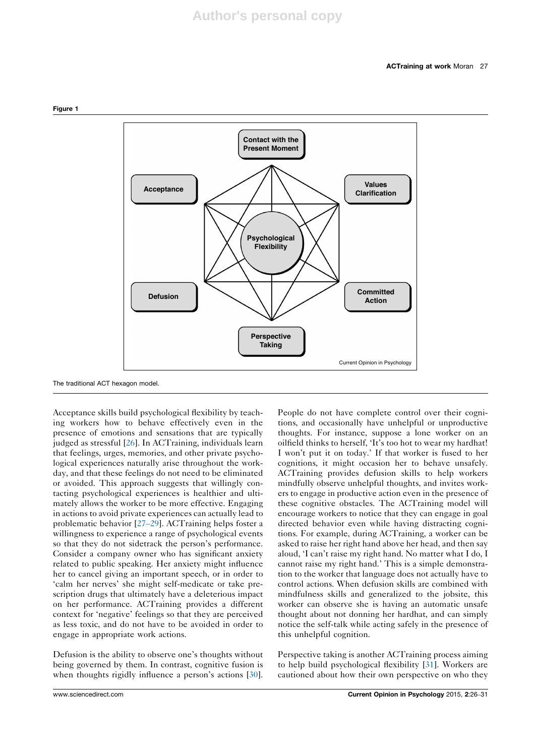**Figure 1**

The traditional ACT hexagon model.

Acceptance skills build psychological flexibility by teaching workers how to behave effectively even in the presence of emotions and sensations that are typically judged as stressful [26]. In ACTraining, individuals learn that feelings, urges, memories, and other private psychological experiences naturally arise throughout the workday, and that these feelings do not need to be eliminated or avoided. This approach suggests that willingly contacting psychological experiences is healthier and ultimately allows the worker to be more effective. Engaging in actions to avoid private experiences can actually lead to problematic behavior [27–29]. ACTraining helps foster a willingness to experience a range of psychological events so that they do not sidetrack the person's performance. Consider a company owner who has significant anxiety related to public speaking. Her anxiety might influence her to cancel giving an important speech, or in order to 'calm her nerves' she might self-medicate or take prescription drugs that ultimately have a deleterious impact on her performance. ACTraining provides a different context for 'negative' feelings so that they are perceived as less toxic, and do not have to be avoided in order to engage in appropriate work actions.

Defusion is the ability to observe one's thoughts without being governed by them. In contrast, cognitive fusion is when thoughts rigidly influence a person's actions [30]. People do not have complete control over their cognitions, and occasionally have unhelpful or unproductive thoughts. For instance, suppose a lone worker on an oilfield thinks to herself, 'It's too hot to wear my hardhat! I won't put it on today.' If that worker is fused to her cognitions, it might occasion her to behave unsafely. ACTraining provides defusion skills to help workers mindfully observe unhelpful thoughts, and invites workers to engage in productive action even in the presence of these cognitive obstacles. The ACTraining model will encourage workers to notice that they can engage in goal directed behavior even while having distracting cognitions. For example, during ACTraining, a worker can be asked to raise her right hand above her head, and then say aloud, 'I can't raise my right hand. No matter what I do, I cannot raise my right hand.' This is a simple demonstration to the worker that language does not actually have to control actions. When defusion skills are combined with mindfulness skills and generalized to the jobsite, this worker can observe she is having an automatic unsafe thought about not donning her hardhat, and can simply notice the self-talk while acting safely in the presence of this unhelpful cognition.

Perspective taking is another ACTraining process aiming to help build psychological flexibility [31]. Workers are cautioned about how their own perspective on who they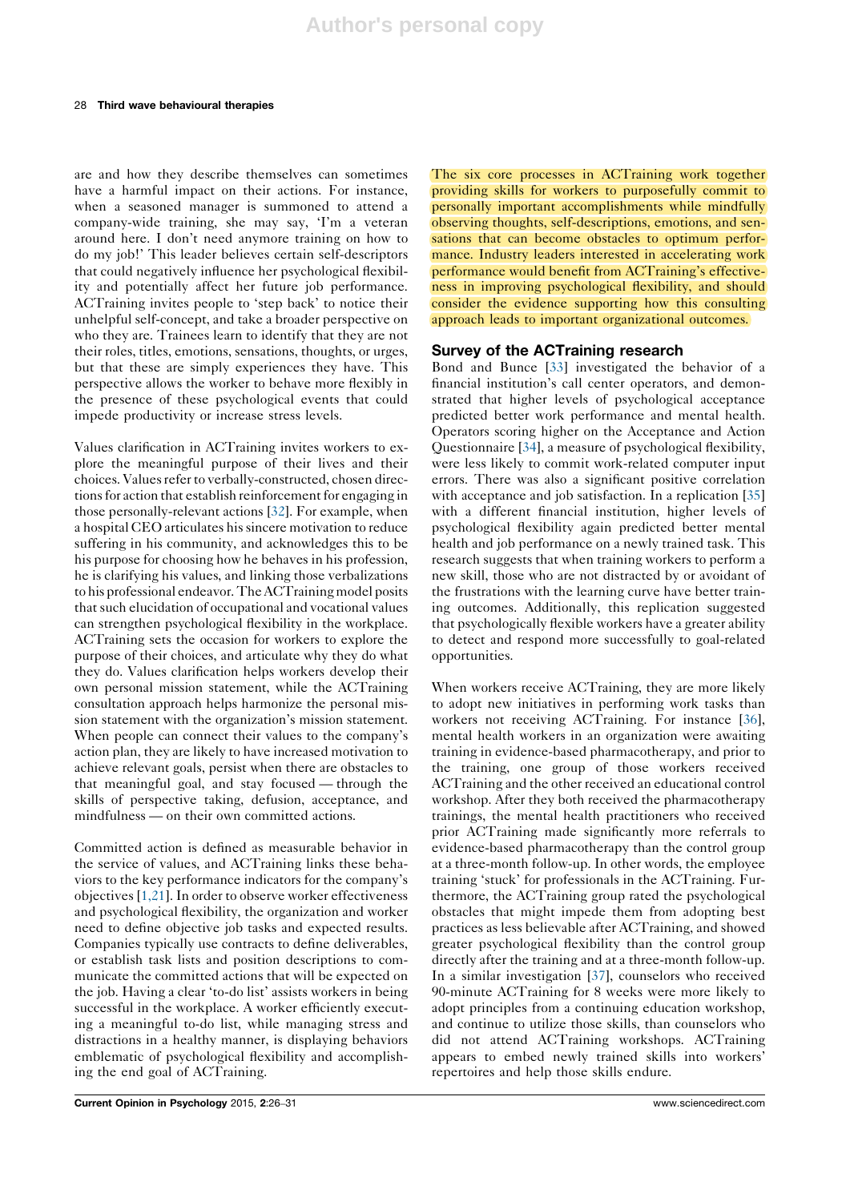are and how they describe themselves can sometimes have a harmful impact on their actions. For instance, when a seasoned manager is summoned to attend a company-wide training, she may say, 'I'm a veteran around here. I don't need anymore training on how to do my job!' This leader believes certain self-descriptors that could negatively influence her psychological flexibility and potentially affect her future job performance. ACTraining invites people to 'step back' to notice their unhelpful self-concept, and take a broader perspective on who they are. Trainees learn to identify that they are not their roles, titles, emotions, sensations, thoughts, or urges, but that these are simply experiences they have. This perspective allows the worker to behave more flexibly in the presence of these psychological events that could impede productivity or increase stress levels.

Values clarification in ACTraining invites workers to explore the meaningful purpose of their lives and their choices. Values refer to verbally-constructed, chosen directions for action that establish reinforcement for engaging in those personally-relevant actions [32]. For example, when a hospital CEO articulates his sincere motivation to reduce suffering in his community, and acknowledges this to be his purpose for choosing how he behaves in his profession, he is clarifying his values, and linking those verbalizations to his professional endeavor. The ACTraining model posits that such elucidation of occupational and vocational values can strengthen psychological flexibility in the workplace. ACTraining sets the occasion for workers to explore the purpose of their choices, and articulate why they do what they do. Values clarification helps workers develop their own personal mission statement, while the ACTraining consultation approach helps harmonize the personal mission statement with the organization's mission statement. When people can connect their values to the company's action plan, they are likely to have increased motivation to achieve relevant goals, persist when there are obstacles to that meaningful goal, and stay focused — through the skills of perspective taking, defusion, acceptance, and mindfulness — on their own committed actions.

Committed action is defined as measurable behavior in the service of values, and ACTraining links these behaviors to the key performance indicators for the company's objectives [1,21]. In order to observe worker effectiveness and psychological flexibility, the organization and worker need to define objective job tasks and expected results. Companies typically use contracts to define deliverables, or establish task lists and position descriptions to communicate the committed actions that will be expected on the job. Having a clear 'to-do list' assists workers in being successful in the workplace. A worker efficiently executing a meaningful to-do list, while managing stress and distractions in a healthy manner, is displaying behaviors emblematic of psychological flexibility and accomplishing the end goal of ACTraining.

The six core processes in ACTraining work together providing skills for workers to purposefully commit to personally important accomplishments while mindfully observing thoughts, self-descriptions, emotions, and sensations that can become obstacles to optimum performance. Industry leaders interested in accelerating work performance would benefit from ACTraining's effectiveness in improving psychological flexibility, and should consider the evidence supporting how this consulting approach leads to important organizational outcomes.

## Survey of the ACTraining research

Bond and Bunce [33] investigated the behavior of a financial institution's call center operators, and demonstrated that higher levels of psychological acceptance predicted better work performance and mental health. Operators scoring higher on the Acceptance and Action Questionnaire [34], a measure of psychological flexibility, were less likely to commit work-related computer input errors. There was also a significant positive correlation with acceptance and job satisfaction. In a replication [35] with a different financial institution, higher levels of psychological flexibility again predicted better mental health and job performance on a newly trained task. This research suggests that when training workers to perform a new skill, those who are not distracted by or avoidant of the frustrations with the learning curve have better training outcomes. Additionally, this replication suggested that psychologically flexible workers have a greater ability to detect and respond more successfully to goal-related opportunities.

When workers receive ACTraining, they are more likely to adopt new initiatives in performing work tasks than workers not receiving ACTraining. For instance [36], mental health workers in an organization were awaiting training in evidence-based pharmacotherapy, and prior to the training, one group of those workers received ACTraining and the other received an educational control workshop. After they both received the pharmacotherapy trainings, the mental health practitioners who received prior ACTraining made significantly more referrals to evidence-based pharmacotherapy than the control group at a three-month follow-up. In other words, the employee training 'stuck' for professionals in the ACTraining. Furthermore, the ACTraining group rated the psychological obstacles that might impede them from adopting best practices as less believable after ACTraining, and showed greater psychological flexibility than the control group directly after the training and at a three-month follow-up. In a similar investigation [37], counselors who received 90-minute ACTraining for 8 weeks were more likely to adopt principles from a continuing education workshop, and continue to utilize those skills, than counselors who did not attend ACTraining workshops. ACTraining appears to embed newly trained skills into workers' repertoires and help those skills endure.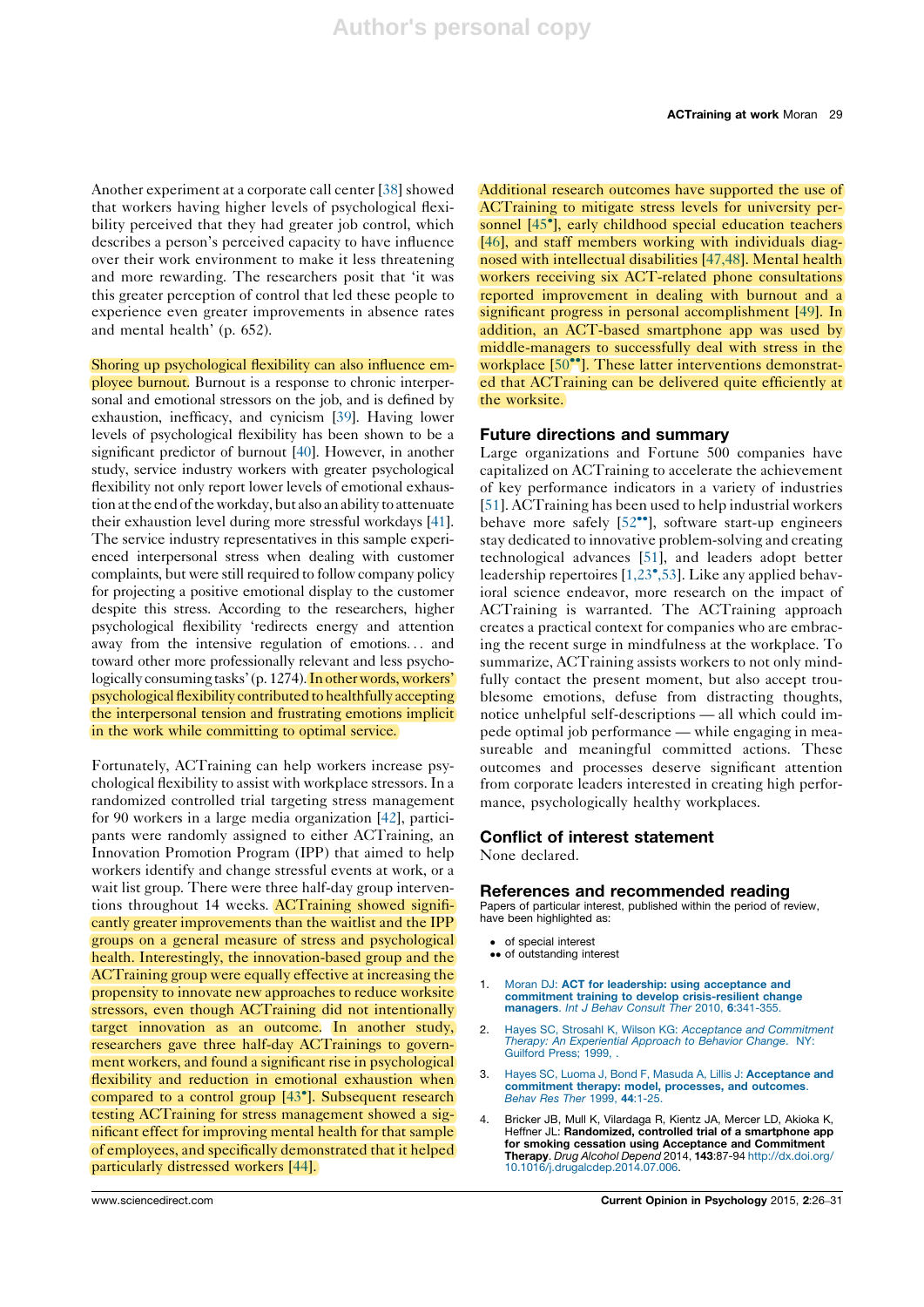Another experiment at a corporate call center [38] showed that workers having higher levels of psychological flexibility perceived that they had greater job control, which describes a person's perceived capacity to have influence over their work environment to make it less threatening and more rewarding. The researchers posit that 'it was this greater perception of control that led these people to experience even greater improvements in absence rates and mental health' (p. 652).

Shoring up psychological flexibility can also influence employee burnout. Burnout is a response to chronic interpersonal and emotional stressors on the job, and is defined by exhaustion, inefficacy, and cynicism [39]. Having lower levels of psychological flexibility has been shown to be a significant predictor of burnout [40]. However, in another study, service industry workers with greater psychological flexibility not only report lower levels of emotional exhaustion at the end of the workday, but also an ability to attenuate their exhaustion level during more stressful workdays [41]. The service industry representatives in this sample experienced interpersonal stress when dealing with customer complaints, but were still required to follow company policy for projecting a positive emotional display to the customer despite this stress. According to the researchers, higher psychological flexibility 'redirects energy and attention away from the intensive regulation of emotions… and toward other more professionally relevant and less psychologically consuming tasks' (p. 1274). In other words, workers' psychological flexibility contributed to healthfully accepting the interpersonal tension and frustrating emotions implicit in the work while committing to optimal service.

Fortunately, ACTraining can help workers increase psychological flexibility to assist with workplace stressors. In a randomized controlled trial targeting stress management for 90 workers in a large media organization [42], participants were randomly assigned to either ACTraining, an Innovation Promotion Program (IPP) that aimed to help workers identify and change stressful events at work, or a wait list group. There were three half-day group interventions throughout 14 weeks. ACTraining showed significantly greater improvements than the waitlist and the IPP groups on a general measure of stress and psychological health. Interestingly, the innovation-based group and the ACTraining group were equally effective at increasing the propensity to innovate new approaches to reduce worksite stressors, even though ACTraining did not intentionally target innovation as an outcome. In another study, researchers gave three half-day ACTrainings to government workers, and found a significant rise in psychological flexibility and reduction in emotional exhaustion when compared to a control group [43•]. Subsequent research testing ACTraining for stress management showed a significant effect for improving mental health for that sample of employees, and specifically demonstrated that it helped particularly distressed workers [44].

Additional research outcomes have supported the use of ACTraining to mitigate stress levels for university personnel [45•], early childhood special education teachers [46], and staff members working with individuals diagnosed with intellectual disabilities [47,48]. Mental health workers receiving six ACT-related phone consultations reported improvement in dealing with burnout and a significant progress in personal accomplishment [49]. In addition, an ACT-based smartphone app was used by middle-managers to successfully deal with stress in the workplace [50••]. These latter interventions demonstrated that ACTraining can be delivered quite efficiently at the worksite.

## Future directions and summary

Large organizations and Fortune 500 companies have capitalized on ACTraining to accelerate the achievement of key performance indicators in a variety of industries [51]. ACTraining has been used to help industrial workers behave more safely [52••], software start-up engineers stay dedicated to innovative problem-solving and creating technological advances [51], and leaders adopt better leadership repertoires [1,23•,53]. Like any applied behavioral science endeavor, more research on the impact of ACTraining is warranted. The ACTraining approach creates a practical context for companies who are embracing the recent surge in mindfulness at the workplace. To summarize, ACTraining assists workers to not only mindfully contact the present moment, but also accept troublesome emotions, defuse from distracting thoughts, notice unhelpful self-descriptions — all which could impede optimal job performance — while engaging in measureable and meaningful committed actions. These outcomes and processes deserve significant attention from corporate leaders interested in creating high performance, psychologically healthy workplaces.

## Conflict of interest statement

None declared.

## References and recommended reading

Papers of particular interest, published within the period of review, have been highlighted as:

- • of special interest
- •• of outstanding interest

1. Moran DJ: **ACT for leadership: using acceptance and commitment training to develop crisis-resilient change managers**. *Int J Behav Consult Ther* 2010, **6**:341-355.

2. Hayes SC, Strosahl K, Wilson KG: *Acceptance and Commitment Therapy: An Experiential Approach to Behavior Change*. NY: Guilford Press; 1999, .

3. Hayes SC, Luoma J, Bond F, Masuda A, Lillis J: **Acceptance and commitment therapy: model, processes, and outcomes**. *Behav Res Ther* 1999, **44**:1-25.

4. Bricker JB, Mull K, Vilardaga R, Kientz JA, Mercer LD, Akioka K, Heffner JL: **Randomized, controlled trial of a smartphone app for smoking cessation using Acceptance and Commitment Therapy**. *Drug Alcohol Depend* 2014, **143**:87-94 http://dx.doi.org/10.1016/j.drugalcdep.2014.07.006.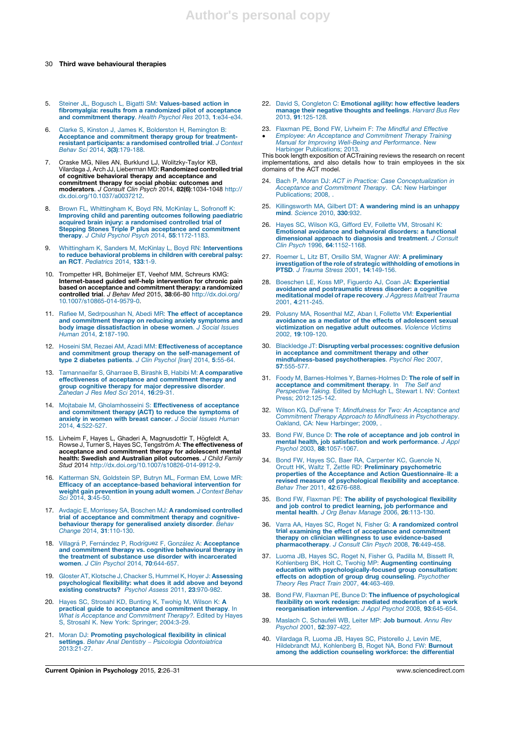5. Steiner JL, Bogusch L, Bigatti SM: **Values-based action in fibromyalgia: results from a randomized pilot of acceptance and commitment therapy**. *Health Psychol Res* 2013, **1**:e34-e34.

6. Clarke S, Kinston J, James K, Bolderston H, Remington B: **Acceptance and commitment therapy group for treatment-resistant participants: a randomised controlled trial**. *J Context Behav Sci* 2014, **3(3)**:179-188.

7. Craske MG, Niles AN, Burklund LJ, Wolitzky-Taylor KB, Vilardaga J, Arch JJ, Lieberman MD: **Randomized controlled trial of cognitive behavioral therapy and acceptance and commitment therapy for social phobia: outcomes and moderators**. *J Consult Clin Psych* 2014, **82(6)**:1034-1048 http://dx.doi.org/10.1037/a0037212.

8. Brown FL, Whittingham K, Boyd RN, McKinlay L, Sofronoff K: **Improving child and parenting outcomes following paediatric acquired brain injury: a randomised controlled trial of Stepping Stones Triple P plus acceptance and commitment therapy**. *J Child Psychol Psych* 2014, **55**:1172-1183.

9. Whittingham K, Sanders M, McKinlay L, Boyd RN: **Interventions to reduce behavioral problems in children with cerebral palsy: an RCT**. *Pediatrics* 2014, **133**:1-9.

10. Trompetter HR, Bohlmeijer ET, Veehof MM, Schreurs KMG: **Internet-based guided self-help intervention for chronic pain based on acceptance and commitment therapy: a randomized controlled trial**. *J Behav Med* 2015, **38**:66-80 http://dx.doi.org/10.1007/s10865-014-9579-0.

11. Rafiee M, Sedrpoushan N, Abedi MR: **The effect of acceptance and commitment therapy on reducing anxiety symptoms and body image dissatisfaction in obese women**. *J Social Issues Human* 2014, **2**:187-190.

12. Hoseini SM, Rezaei AM, Azadi MM: **Effectiveness of acceptance and commitment group therapy on the self-management of type 2 diabetes patients**. *J Clin Psychol [Iran]* 2014, **5**:55-64.

13. Tamannaeifar S, Gharraee B, Birashk B, Habibi M: **A comparative effectiveness of acceptance and commitment therapy and group cognitive therapy for major depressive disorder**. *Zahedan J Res Med Sci* 2014, **16**:29-31.

14. Mojtabaie M, Gholamhosseini S: **Effectiveness of acceptance and commitment therapy (ACT) to reduce the symptoms of anxiety in women with breast cancer**. *J Social Issues Human* 2014, **4**:522-527.

15. Livheim F, Hayes L, Ghaderi A, Magnusdottir T, Högfeldt A, Rowse J, Turner S, Hayes SC, Tengström A: **The effectiveness of acceptance and commitment therapy for adolescent mental health: Swedish and Australian pilot outcomes**. *J Child Family Stud* 2014 http://dx.doi.org/10.1007/s10826-014-9912-9.

16. Katterman SN, Goldstein SP, Butryn ML, Forman EM, Lowe MR: **Efficacy of an acceptance-based behavioral intervention for weight gain prevention in young adult women**. *J Context Behav Sci* 2014, **3**:45-50.

17. Avdagic E, Morrissey SA, Boschen MJ: **A randomised controlled trial of acceptance and commitment therapy and cognitive-behaviour therapy for generalised anxiety disorder**. *Behav Change* 2014, **31**:110-130.

18. Villagrá P, Fernández P, Rodríguez F, González A: **Acceptance and commitment therapy vs. cognitive behavioural therapy in the treatment of substance use disorder with incarcerated women**. *J Clin Psychol* 2014, **70**:644-657.

19. Gloster AT, Klotsche J, Chacker S, Hummel K, Hoyer J: **Assessing psychological flexibility: what does it add above and beyond existing constructs?** *Psychol Assess* 2011, **23**:970-982.

20. Hayes SC, Strosahl KD, Bunting K, Twohig M, Wilson K: **A practical guide to acceptance and commitment therapy**. In *What is Acceptance and Commitment Therapy?*. Edited by Hayes S, Strosahl K. New York: Springer; 2004:3-29.

21. Moran DJ: **Promoting psychological flexibility in clinical settings**. *Behav Anal Dentistry – Psicologia Odontoiatrica* 2013:21-27.

22. David S, Congleton C: **Emotional agility: how effective leaders manage their negative thoughts and feelings**. *Harvard Bus Rev* 2013, **91**:125-128.

23. • Flaxman PE, Bond FW, Livheim F: *The Mindful and Effective Employee: An Acceptance and Commitment Therapy Training Manual for Improving Well-Being and Performance*. New Harbinger Publications; 2013.

This book length exposition of ACTraining reviews the research on recent implementations, and also details how to train employees in the six domains of the ACT model.

24. Bach P, Moran DJ: *ACT in Practice: Case Conceptualization in Acceptance and Commitment Therapy*. CA: New Harbinger Publications; 2008, .

25. Killingsworth MA, Gilbert DT: **A wandering mind is an unhappy mind**. *Science* 2010, **330**:932.

26. Hayes SC, Wilson KG, Gifford EV, Follette VM, Strosahl K: **Emotional avoidance and behavioral disorders: a functional dimensional approach to diagnosis and treatment**. *J Consult Clin Psych* 1996, **64**:1152-1168.

27. Roemer L, Litz BT, Orsillo SM, Wagner AW: **A preliminary investigation of the role of strategic withholding of emotions in PTSD**. *J Trauma Stress* 2001, **14**:149-156.

28. Boeschen LE, Koss MP, Figuerdo AJ, Coan JA: **Experiential avoidance and postraumatic stress disorder: a cognitive meditational model of rape recovery**. *J Aggress Maltreat Trauma* 2001, **4**:211-245.

29. Polusny MA, Rosenthal MZ, Aban I, Follette VM: **Experiential avoidance as a mediator of the effects of adolescent sexual victimization on negative adult outcomes**. *Violence Victims* 2002, **19**:109-120.

30. Blackledge JT: **Disrupting verbal processes: cognitive defusion in acceptance and commitment therapy and other mindfulness-based psychotherapies**. *Psychol Rec* 2007, **57**:555-577.

31. Foody M, Barnes-Holmes Y, Barnes-Holmes D: **The role of self in acceptance and commitment therapy**. In *The Self and Perspective Taking*. Edited by McHugh L, Stewart I. NV: Context Press; 2012:125-142.

32. Wilson KG, DuFrene T: *Mindfulness for Two: An Acceptance and Commitment Therapy Approach to Mindfulness in Psychotherapy*. Oakland, CA: New Harbinger; 2009, .

33. Bond FW, Bunce D: **The role of acceptance and job control in mental health, job satisfaction and work performance**. *J Appl Psychol* 2003, **88**:1057-1067.

34. Bond FW, Hayes SC, Baer RA, Carpenter KC, Guenole N, Orcutt HK, Waltz T, Zettle RD: **Preliminary psychometric properties of the Acceptance and Action Questionnaire–II: a revised measure of psychological flexibility and acceptance**. *Behav Ther* 2011, **42**:676-688.

35. Bond FW, Flaxman PE: **The ability of psychological flexibility and job control to predict learning, job performance and mental health**. *J Org Behav Manage* 2006, **26**:113-130.

36. Varra AA, Hayes SC, Roget N, Fisher G: **A randomized control trial examining the effect of acceptance and commitment therapy on clinician willingness to use evidence-based pharmacotherapy**. *J Consult Clin Psych* 2008, **76**:449-458.

37. Luoma JB, Hayes SC, Roget N, Fisher G, Padilla M, Bissett R, Kohlenberg BK, Holt C, Twohig MP: **Augmenting continuing education with psychologically-focused group consultation: effects on adoption of group drug counseling**. *Psychother Theory Res Pract Train* 2007, **44**:463-469.

38. Bond FW, Flaxman PE, Bunce D: **The influence of psychological flexibility on work redesign: mediated moderation of a work reorganisation intervention**. *J Appl Psychol* 2008, **93**:645-654.

39. Maslach C, Schaufeli WB, Leiter MP: **Job burnout**. *Annu Rev Psychol* 2001, **52**:397-422.

40. Vilardaga R, Luoma JB, Hayes SC, Pistorello J, Levin ME, Hildebrandt MJ, Kohlenberg B, Roget NA, Bond FW: **Burnout among the addiction counseling workforce: the differential**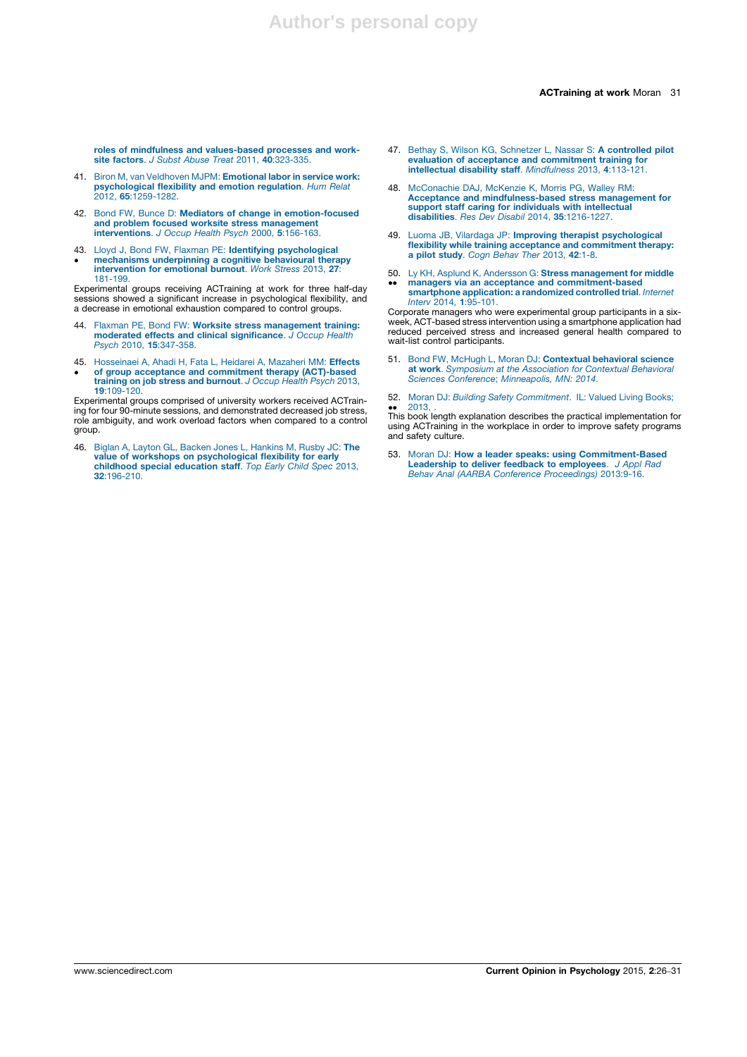**roles of mindfulness and values-based processes and work-site factors**. *J Subst Abuse Treat* 2011, **40**:323-335.

41. Biron M, van Veldhoven MJPM: **Emotional labor in service work: psychological flexibility and emotion regulation**. *Hum Relat* 2012, **65**:1259-1282.

42. Bond FW, Bunce D: **Mediators of change in emotion-focused and problem focused worksite stress management interventions**. *J Occup Health Psych* 2000, **5**:156-163.

43. • Lloyd J, Bond FW, Flaxman PE: **Identifying psychological mechanisms underpinning a cognitive behavioural therapy intervention for emotional burnout**. *Work Stress* 2013, **27**: 181-199.

Experimental groups receiving ACTraining at work for three half-day sessions showed a significant increase in psychological flexibility, and a decrease in emotional exhaustion compared to control groups.

44. Flaxman PE, Bond FW: **Worksite stress management training: moderated effects and clinical significance**. *J Occup Health Psych* 2010, **15**:347-358.

45. • Hosseinaei A, Ahadi H, Fata L, Heidarei A, Mazaheri MM: **Effects of group acceptance and commitment therapy (ACT)-based training on job stress and burnout**. *J Occup Health Psych* 2013, **19**:109-120.

Experimental groups comprised of university workers received ACTraining for four 90-minute sessions, and demonstrated decreased job stress, role ambiguity, and work overload factors when compared to a control group.

46. Biglan A, Layton GL, Backen Jones L, Hankins M, Rusby JC: **The value of workshops on psychological flexibility for early childhood special education staff**. *Top Early Child Spec* 2013, **32**:196-210.

47. Bethay S, Wilson KG, Schnetzer L, Nassar S: **A controlled pilot evaluation of acceptance and commitment training for intellectual disability staff**. *Mindfulness* 2013, **4**:113-121.

48. McConachie DAJ, McKenzie K, Morris PG, Walley RM: **Acceptance and mindfulness-based stress management for support staff caring for individuals with intellectual disabilities**. *Res Dev Disabil* 2014, **35**:1216-1227.

49. Luoma JB, Vilardaga JP: **Improving therapist psychological flexibility while training acceptance and commitment therapy: a pilot study**. *Cogn Behav Ther* 2013, **42**:1-8.

50. •• Ly KH, Asplund K, Andersson G: **Stress management for middle managers via an acceptance and commitment-based smartphone application: a randomized controlled trial**. *Internet Interv* 2014, **1**:95-101.

Corporate managers who were experimental group participants in a six-week, ACT-based stress intervention using a smartphone application had reduced perceived stress and increased general health compared to wait-list control participants.

51. Bond FW, McHugh L, Moran DJ: **Contextual behavioral science at work**. *Symposium at the Association for Contextual Behavioral Sciences Conference; Minneapolis, MN: 2014*.

52. •• Moran DJ: *Building Safety Commitment*. IL: Valued Living Books; 2013, .

This book length explanation describes the practical implementation for using ACTraining in the workplace in order to improve safety programs and safety culture.

53. Moran DJ: **How a leader speaks: using Commitment-Based Leadership to deliver feedback to employees**. *J Appl Rad Behav Anal (AARBA Conference Proceedings)* 2013:9-16.